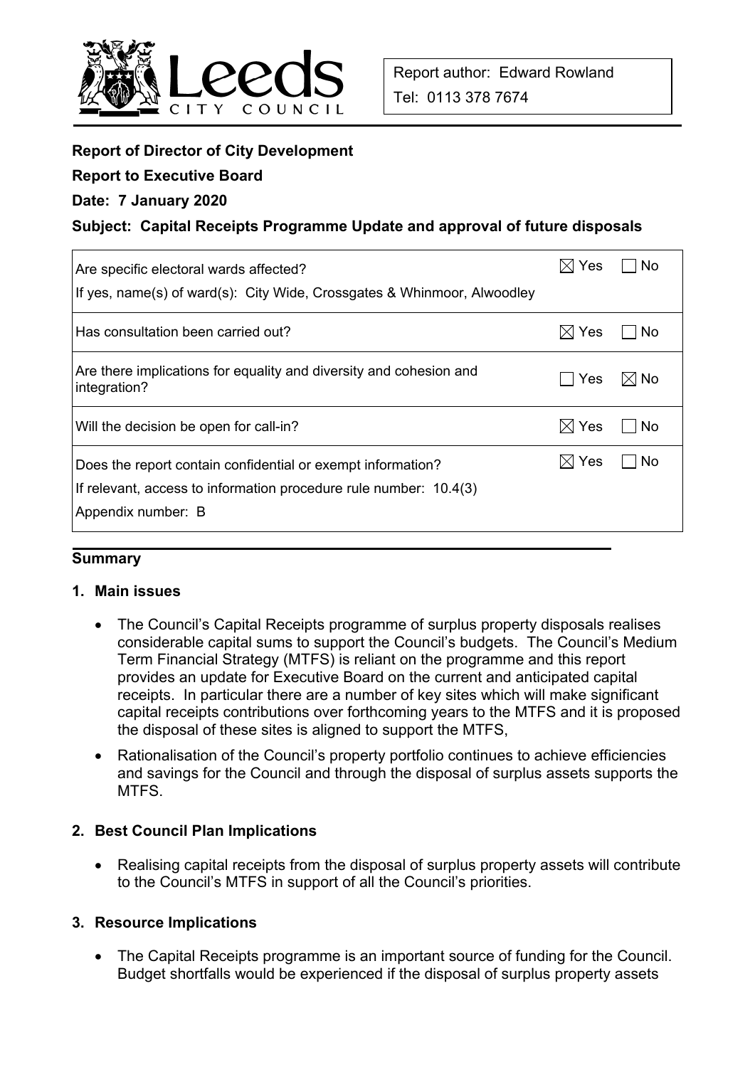Report author: Edward Rowland

Tel: 0113 378 7674

**Report of Director of City Development**

**Report to Executive Board**

**Date: 7 January 2020**

**Subject: Capital Receipts Programme Update and approval of future disposals**

| | | |
|---|---|---|
| Are specific electoral wards affected?<br>If yes, name(s) of ward(s): City Wide, Crossgates & Whinmoor, Alwoodley | ☒ Yes | ☐ No |
| Has consultation been carried out? | ☒ Yes | ☐ No |
| Are there implications for equality and diversity and cohesion and integration? | ☐ Yes | ☒ No |
| Will the decision be open for call-in? | ☒ Yes | ☐ No |
| Does the report contain confidential or exempt information?<br>If relevant, access to information procedure rule number: 10.4(3)<br>Appendix number: B | ☒ Yes | ☐ No |

## Summary

### 1. Main issues

- The Council's Capital Receipts programme of surplus property disposals realises considerable capital sums to support the Council's budgets. The Council's Medium Term Financial Strategy (MTFS) is reliant on the programme and this report provides an update for Executive Board on the current and anticipated capital receipts. In particular there are a number of key sites which will make significant capital receipts contributions over forthcoming years to the MTFS and it is proposed the disposal of these sites is aligned to support the MTFS,
- Rationalisation of the Council's property portfolio continues to achieve efficiencies and savings for the Council and through the disposal of surplus assets supports the MTFS.

### 2. Best Council Plan Implications

- Realising capital receipts from the disposal of surplus property assets will contribute to the Council's MTFS in support of all the Council's priorities.

### 3. Resource Implications

- The Capital Receipts programme is an important source of funding for the Council. Budget shortfalls would be experienced if the disposal of surplus property assets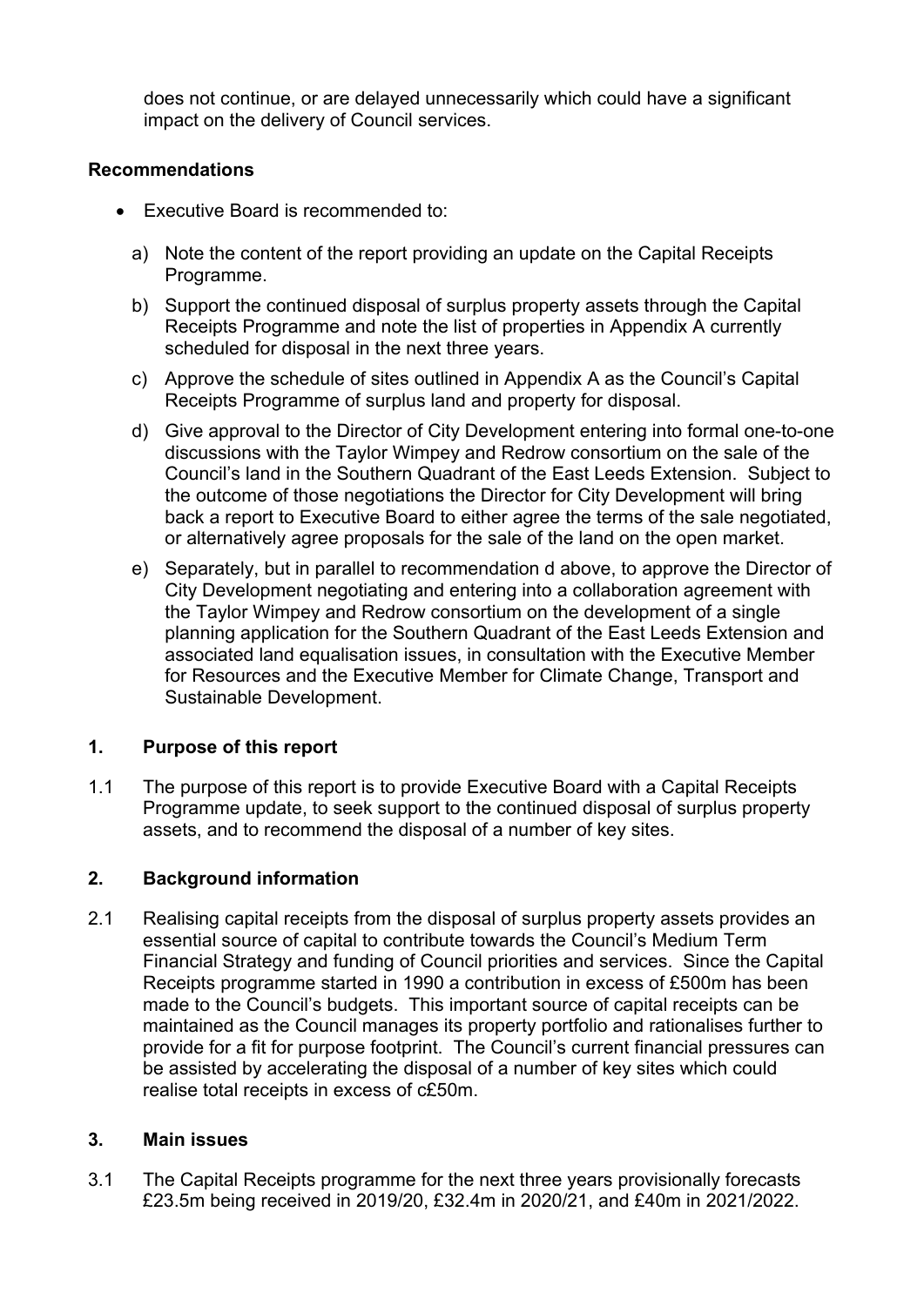does not continue, or are delayed unnecessarily which could have a significant impact on the delivery of Council services.

**Recommendations**

- Executive Board is recommended to:

  a) Note the content of the report providing an update on the Capital Receipts Programme.

  b) Support the continued disposal of surplus property assets through the Capital Receipts Programme and note the list of properties in Appendix A currently scheduled for disposal in the next three years.

  c) Approve the schedule of sites outlined in Appendix A as the Council's Capital Receipts Programme of surplus land and property for disposal.

  d) Give approval to the Director of City Development entering into formal one-to-one discussions with the Taylor Wimpey and Redrow consortium on the sale of the Council's land in the Southern Quadrant of the East Leeds Extension. Subject to the outcome of those negotiations the Director for City Development will bring back a report to Executive Board to either agree the terms of the sale negotiated, or alternatively agree proposals for the sale of the land on the open market.

  e) Separately, but in parallel to recommendation d above, to approve the Director of City Development negotiating and entering into a collaboration agreement with the Taylor Wimpey and Redrow consortium on the development of a single planning application for the Southern Quadrant of the East Leeds Extension and associated land equalisation issues, in consultation with the Executive Member for Resources and the Executive Member for Climate Change, Transport and Sustainable Development.

## 1. Purpose of this report

1.1 The purpose of this report is to provide Executive Board with a Capital Receipts Programme update, to seek support to the continued disposal of surplus property assets, and to recommend the disposal of a number of key sites.

## 2. Background information

2.1 Realising capital receipts from the disposal of surplus property assets provides an essential source of capital to contribute towards the Council's Medium Term Financial Strategy and funding of Council priorities and services. Since the Capital Receipts programme started in 1990 a contribution in excess of £500m has been made to the Council's budgets. This important source of capital receipts can be maintained as the Council manages its property portfolio and rationalises further to provide for a fit for purpose footprint. The Council's current financial pressures can be assisted by accelerating the disposal of a number of key sites which could realise total receipts in excess of c£50m.

## 3. Main issues

3.1 The Capital Receipts programme for the next three years provisionally forecasts £23.5m being received in 2019/20, £32.4m in 2020/21, and £40m in 2021/2022.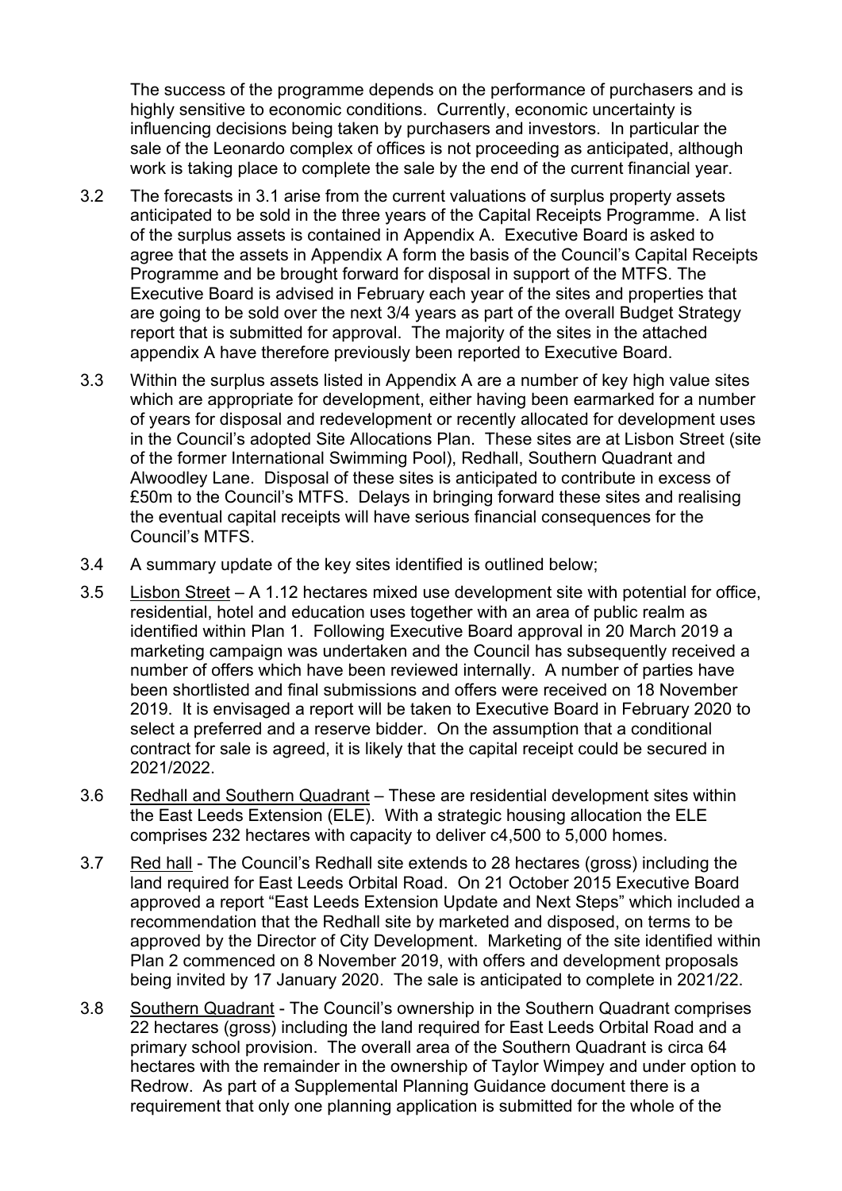The success of the programme depends on the performance of purchasers and is highly sensitive to economic conditions. Currently, economic uncertainty is influencing decisions being taken by purchasers and investors. In particular the sale of the Leonardo complex of offices is not proceeding as anticipated, although work is taking place to complete the sale by the end of the current financial year.

3.2 The forecasts in 3.1 arise from the current valuations of surplus property assets anticipated to be sold in the three years of the Capital Receipts Programme. A list of the surplus assets is contained in Appendix A. Executive Board is asked to agree that the assets in Appendix A form the basis of the Council's Capital Receipts Programme and be brought forward for disposal in support of the MTFS. The Executive Board is advised in February each year of the sites and properties that are going to be sold over the next 3/4 years as part of the overall Budget Strategy report that is submitted for approval. The majority of the sites in the attached appendix A have therefore previously been reported to Executive Board.

3.3 Within the surplus assets listed in Appendix A are a number of key high value sites which are appropriate for development, either having been earmarked for a number of years for disposal and redevelopment or recently allocated for development uses in the Council's adopted Site Allocations Plan. These sites are at Lisbon Street (site of the former International Swimming Pool), Redhall, Southern Quadrant and Alwoodley Lane. Disposal of these sites is anticipated to contribute in excess of £50m to the Council's MTFS. Delays in bringing forward these sites and realising the eventual capital receipts will have serious financial consequences for the Council's MTFS.

3.4 A summary update of the key sites identified is outlined below;

3.5 Lisbon Street – A 1.12 hectares mixed use development site with potential for office, residential, hotel and education uses together with an area of public realm as identified within Plan 1. Following Executive Board approval in 20 March 2019 a marketing campaign was undertaken and the Council has subsequently received a number of offers which have been reviewed internally. A number of parties have been shortlisted and final submissions and offers were received on 18 November 2019. It is envisaged a report will be taken to Executive Board in February 2020 to select a preferred and a reserve bidder. On the assumption that a conditional contract for sale is agreed, it is likely that the capital receipt could be secured in 2021/2022.

3.6 Redhall and Southern Quadrant – These are residential development sites within the East Leeds Extension (ELE). With a strategic housing allocation the ELE comprises 232 hectares with capacity to deliver c4,500 to 5,000 homes.

3.7 Red hall - The Council's Redhall site extends to 28 hectares (gross) including the land required for East Leeds Orbital Road. On 21 October 2015 Executive Board approved a report "East Leeds Extension Update and Next Steps" which included a recommendation that the Redhall site by marketed and disposed, on terms to be approved by the Director of City Development. Marketing of the site identified within Plan 2 commenced on 8 November 2019, with offers and development proposals being invited by 17 January 2020. The sale is anticipated to complete in 2021/22.

3.8 Southern Quadrant - The Council's ownership in the Southern Quadrant comprises 22 hectares (gross) including the land required for East Leeds Orbital Road and a primary school provision. The overall area of the Southern Quadrant is circa 64 hectares with the remainder in the ownership of Taylor Wimpey and under option to Redrow. As part of a Supplemental Planning Guidance document there is a requirement that only one planning application is submitted for the whole of the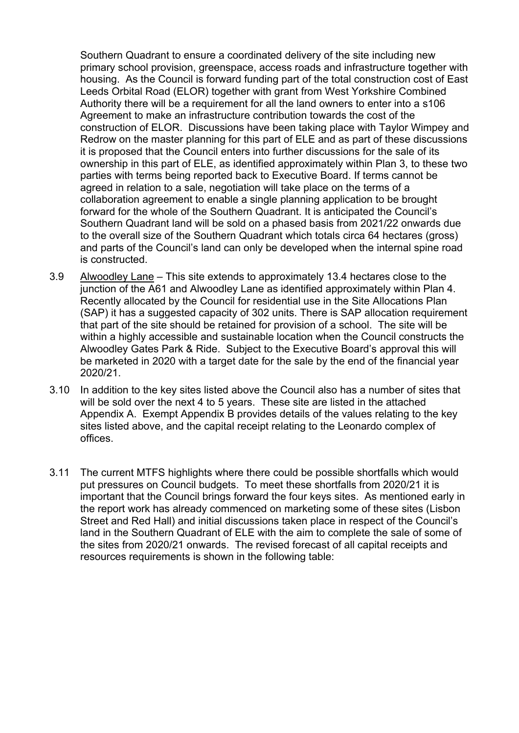Southern Quadrant to ensure a coordinated delivery of the site including new primary school provision, greenspace, access roads and infrastructure together with housing. As the Council is forward funding part of the total construction cost of East Leeds Orbital Road (ELOR) together with grant from West Yorkshire Combined Authority there will be a requirement for all the land owners to enter into a s106 Agreement to make an infrastructure contribution towards the cost of the construction of ELOR. Discussions have been taking place with Taylor Wimpey and Redrow on the master planning for this part of ELE and as part of these discussions it is proposed that the Council enters into further discussions for the sale of its ownership in this part of ELE, as identified approximately within Plan 3, to these two parties with terms being reported back to Executive Board. If terms cannot be agreed in relation to a sale, negotiation will take place on the terms of a collaboration agreement to enable a single planning application to be brought forward for the whole of the Southern Quadrant. It is anticipated the Council's Southern Quadrant land will be sold on a phased basis from 2021/22 onwards due to the overall size of the Southern Quadrant which totals circa 64 hectares (gross) and parts of the Council's land can only be developed when the internal spine road is constructed.

3.9 Alwoodley Lane – This site extends to approximately 13.4 hectares close to the junction of the A61 and Alwoodley Lane as identified approximately within Plan 4. Recently allocated by the Council for residential use in the Site Allocations Plan (SAP) it has a suggested capacity of 302 units. There is SAP allocation requirement that part of the site should be retained for provision of a school. The site will be within a highly accessible and sustainable location when the Council constructs the Alwoodley Gates Park & Ride. Subject to the Executive Board's approval this will be marketed in 2020 with a target date for the sale by the end of the financial year 2020/21.

3.10 In addition to the key sites listed above the Council also has a number of sites that will be sold over the next 4 to 5 years. These site are listed in the attached Appendix A. Exempt Appendix B provides details of the values relating to the key sites listed above, and the capital receipt relating to the Leonardo complex of offices.

3.11 The current MTFS highlights where there could be possible shortfalls which would put pressures on Council budgets. To meet these shortfalls from 2020/21 it is important that the Council brings forward the four keys sites. As mentioned early in the report work has already commenced on marketing some of these sites (Lisbon Street and Red Hall) and initial discussions taken place in respect of the Council's land in the Southern Quadrant of ELE with the aim to complete the sale of some of the sites from 2020/21 onwards. The revised forecast of all capital receipts and resources requirements is shown in the following table: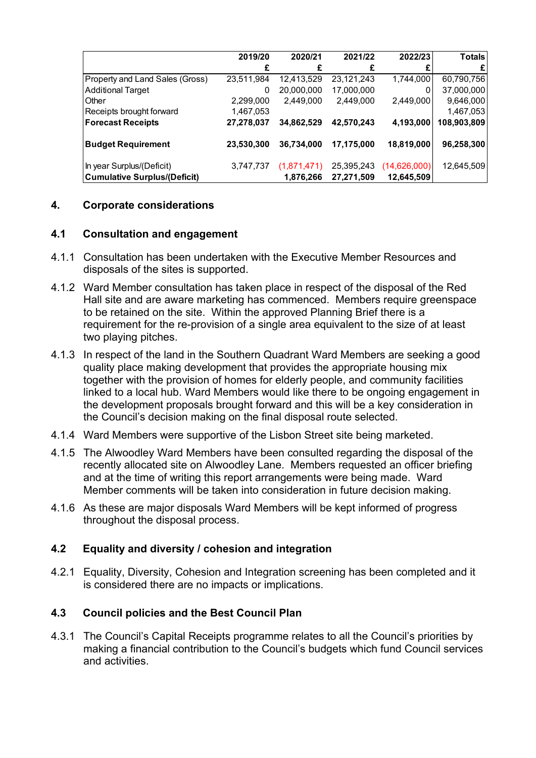| | 2019/20 | 2020/21 | 2021/22 | 2022/23 | Totals |
|---|---|---|---|---|---|
| | £ | £ | £ | £ | £ |
| Property and Land Sales (Gross) | 23,511,984 | 12,413,529 | 23,121,243 | 1,744,000 | 60,790,756 |
| Additional Target | 0 | 20,000,000 | 17,000,000 | 0 | 37,000,000 |
| Other | 2,299,000 | 2,449,000 | 2,449,000 | 2,449,000 | 9,646,000 |
| Receipts brought forward | 1,467,053 | | | | 1,467,053 |
| **Forecast Receipts** | **27,278,037** | **34,862,529** | **42,570,243** | **4,193,000** | **108,903,809** |
| **Budget Requirement** | **23,530,300** | **36,734,000** | **17,175,000** | **18,819,000** | **96,258,300** |
| In year Surplus/(Deficit) | 3,747,737 | (1,871,471) | 25,395,243 | (14,626,000) | 12,645,509 |
| **Cumulative Surplus/(Deficit)** | | **1,876,266** | **27,271,509** | **12,645,509** | |

## 4. Corporate considerations

### 4.1 Consultation and engagement

4.1.1 Consultation has been undertaken with the Executive Member Resources and disposals of the sites is supported.

4.1.2 Ward Member consultation has taken place in respect of the disposal of the Red Hall site and are aware marketing has commenced. Members require greenspace to be retained on the site. Within the approved Planning Brief there is a requirement for the re-provision of a single area equivalent to the size of at least two playing pitches.

4.1.3 In respect of the land in the Southern Quadrant Ward Members are seeking a good quality place making development that provides the appropriate housing mix together with the provision of homes for elderly people, and community facilities linked to a local hub. Ward Members would like there to be ongoing engagement in the development proposals brought forward and this will be a key consideration in the Council's decision making on the final disposal route selected.

4.1.4 Ward Members were supportive of the Lisbon Street site being marketed.

4.1.5 The Alwoodley Ward Members have been consulted regarding the disposal of the recently allocated site on Alwoodley Lane. Members requested an officer briefing and at the time of writing this report arrangements were being made. Ward Member comments will be taken into consideration in future decision making.

4.1.6 As these are major disposals Ward Members will be kept informed of progress throughout the disposal process.

### 4.2 Equality and diversity / cohesion and integration

4.2.1 Equality, Diversity, Cohesion and Integration screening has been completed and it is considered there are no impacts or implications.

### 4.3 Council policies and the Best Council Plan

4.3.1 The Council's Capital Receipts programme relates to all the Council's priorities by making a financial contribution to the Council's budgets which fund Council services and activities.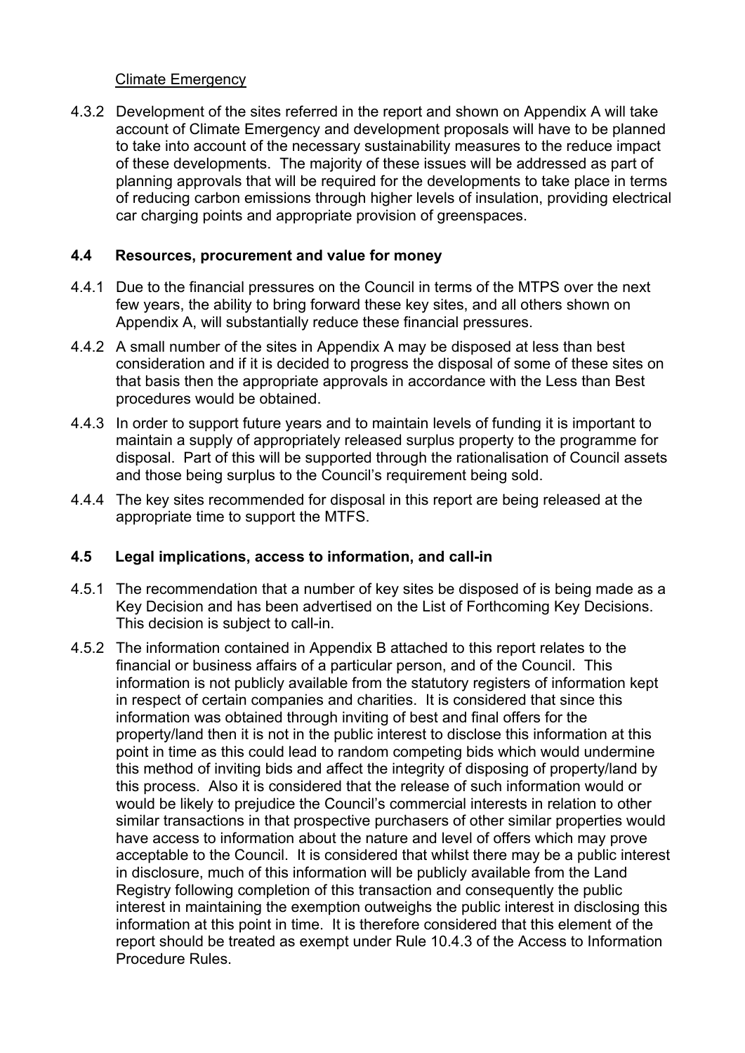Climate Emergency

4.3.2 Development of the sites referred in the report and shown on Appendix A will take account of Climate Emergency and development proposals will have to be planned to take into account of the necessary sustainability measures to the reduce impact of these developments. The majority of these issues will be addressed as part of planning approvals that will be required for the developments to take place in terms of reducing carbon emissions through higher levels of insulation, providing electrical car charging points and appropriate provision of greenspaces.

## 4.4 Resources, procurement and value for money

4.4.1 Due to the financial pressures on the Council in terms of the MTPS over the next few years, the ability to bring forward these key sites, and all others shown on Appendix A, will substantially reduce these financial pressures.

4.4.2 A small number of the sites in Appendix A may be disposed at less than best consideration and if it is decided to progress the disposal of some of these sites on that basis then the appropriate approvals in accordance with the Less than Best procedures would be obtained.

4.4.3 In order to support future years and to maintain levels of funding it is important to maintain a supply of appropriately released surplus property to the programme for disposal. Part of this will be supported through the rationalisation of Council assets and those being surplus to the Council's requirement being sold.

4.4.4 The key sites recommended for disposal in this report are being released at the appropriate time to support the MTFS.

## 4.5 Legal implications, access to information, and call-in

4.5.1 The recommendation that a number of key sites be disposed of is being made as a Key Decision and has been advertised on the List of Forthcoming Key Decisions. This decision is subject to call-in.

4.5.2 The information contained in Appendix B attached to this report relates to the financial or business affairs of a particular person, and of the Council. This information is not publicly available from the statutory registers of information kept in respect of certain companies and charities. It is considered that since this information was obtained through inviting of best and final offers for the property/land then it is not in the public interest to disclose this information at this point in time as this could lead to random competing bids which would undermine this method of inviting bids and affect the integrity of disposing of property/land by this process. Also it is considered that the release of such information would or would be likely to prejudice the Council's commercial interests in relation to other similar transactions in that prospective purchasers of other similar properties would have access to information about the nature and level of offers which may prove acceptable to the Council. It is considered that whilst there may be a public interest in disclosure, much of this information will be publicly available from the Land Registry following completion of this transaction and consequently the public interest in maintaining the exemption outweighs the public interest in disclosing this information at this point in time. It is therefore considered that this element of the report should be treated as exempt under Rule 10.4.3 of the Access to Information Procedure Rules.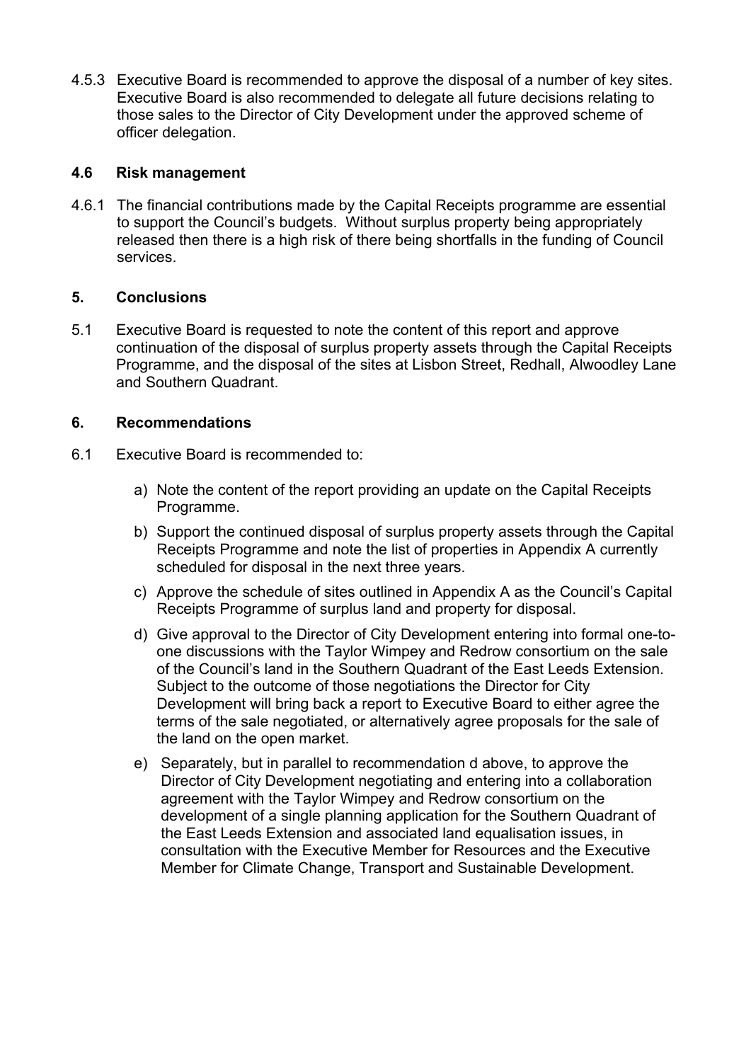4.5.3 Executive Board is recommended to approve the disposal of a number of key sites. Executive Board is also recommended to delegate all future decisions relating to those sales to the Director of City Development under the approved scheme of officer delegation.

### 4.6 Risk management

4.6.1 The financial contributions made by the Capital Receipts programme are essential to support the Council's budgets. Without surplus property being appropriately released then there is a high risk of there being shortfalls in the funding of Council services.

## 5. Conclusions

5.1 Executive Board is requested to note the content of this report and approve continuation of the disposal of surplus property assets through the Capital Receipts Programme, and the disposal of the sites at Lisbon Street, Redhall, Alwoodley Lane and Southern Quadrant.

## 6. Recommendations

6.1 Executive Board is recommended to:

a) Note the content of the report providing an update on the Capital Receipts Programme.

b) Support the continued disposal of surplus property assets through the Capital Receipts Programme and note the list of properties in Appendix A currently scheduled for disposal in the next three years.

c) Approve the schedule of sites outlined in Appendix A as the Council's Capital Receipts Programme of surplus land and property for disposal.

d) Give approval to the Director of City Development entering into formal one-to-one discussions with the Taylor Wimpey and Redrow consortium on the sale of the Council's land in the Southern Quadrant of the East Leeds Extension. Subject to the outcome of those negotiations the Director for City Development will bring back a report to Executive Board to either agree the terms of the sale negotiated, or alternatively agree proposals for the sale of the land on the open market.

e) Separately, but in parallel to recommendation d above, to approve the Director of City Development negotiating and entering into a collaboration agreement with the Taylor Wimpey and Redrow consortium on the development of a single planning application for the Southern Quadrant of the East Leeds Extension and associated land equalisation issues, in consultation with the Executive Member for Resources and the Executive Member for Climate Change, Transport and Sustainable Development.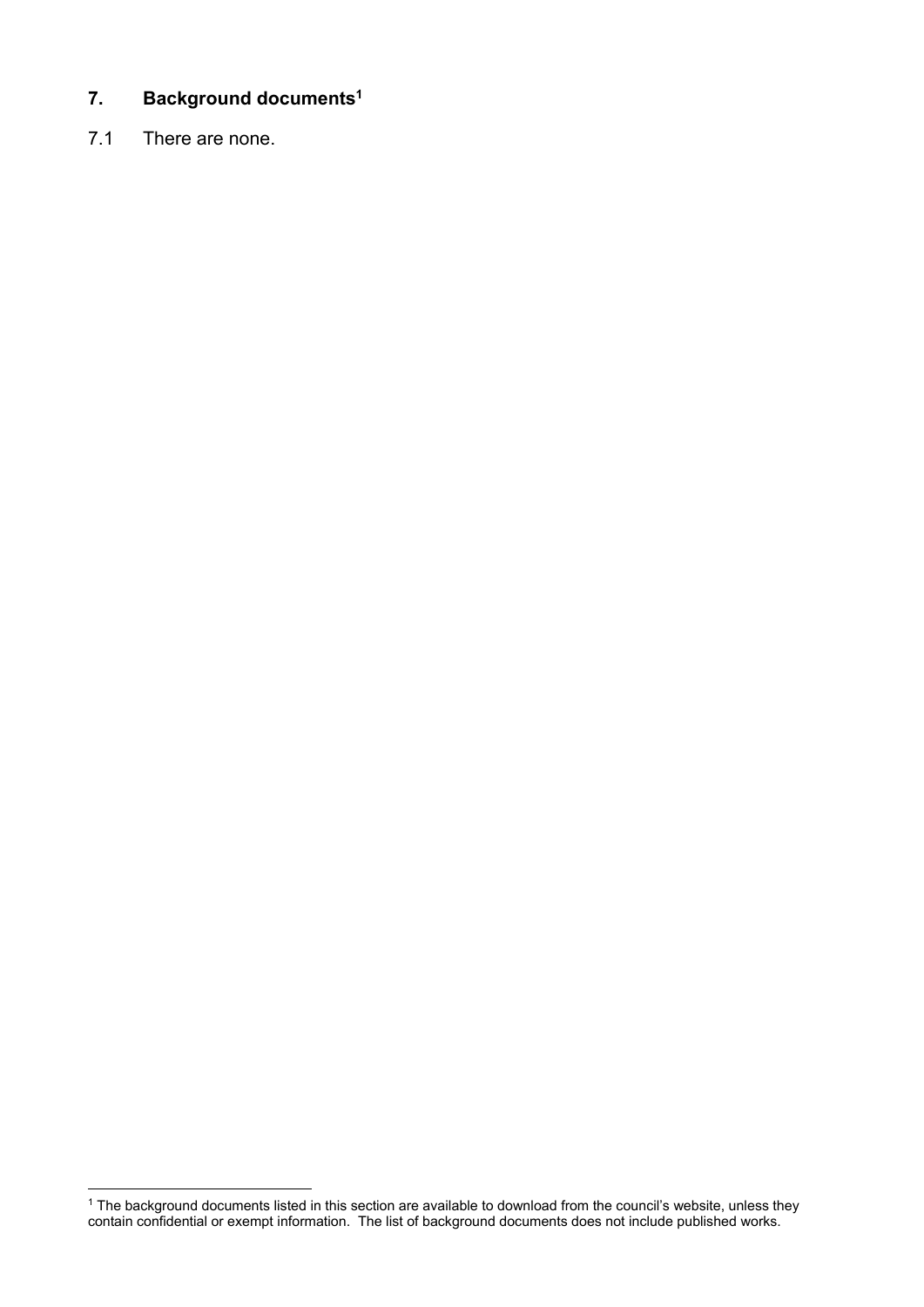## 7. Background documents[1]

7.1 There are none.

[1] The background documents listed in this section are available to download from the council's website, unless they contain confidential or exempt information. The list of background documents does not include published works.